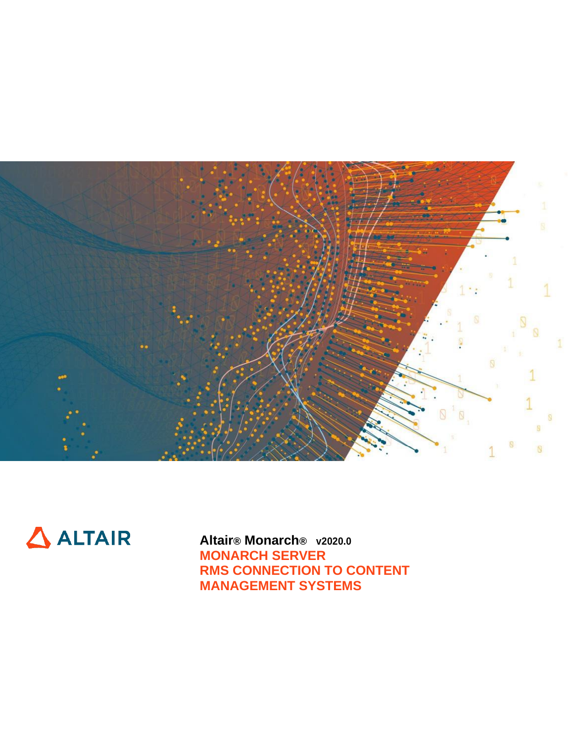ALTAIR

**Altair® Monarch® v2020.0**

# MONARCH SERVER
# RMS CONNECTION TO CONTENT MANAGEMENT SYSTEMS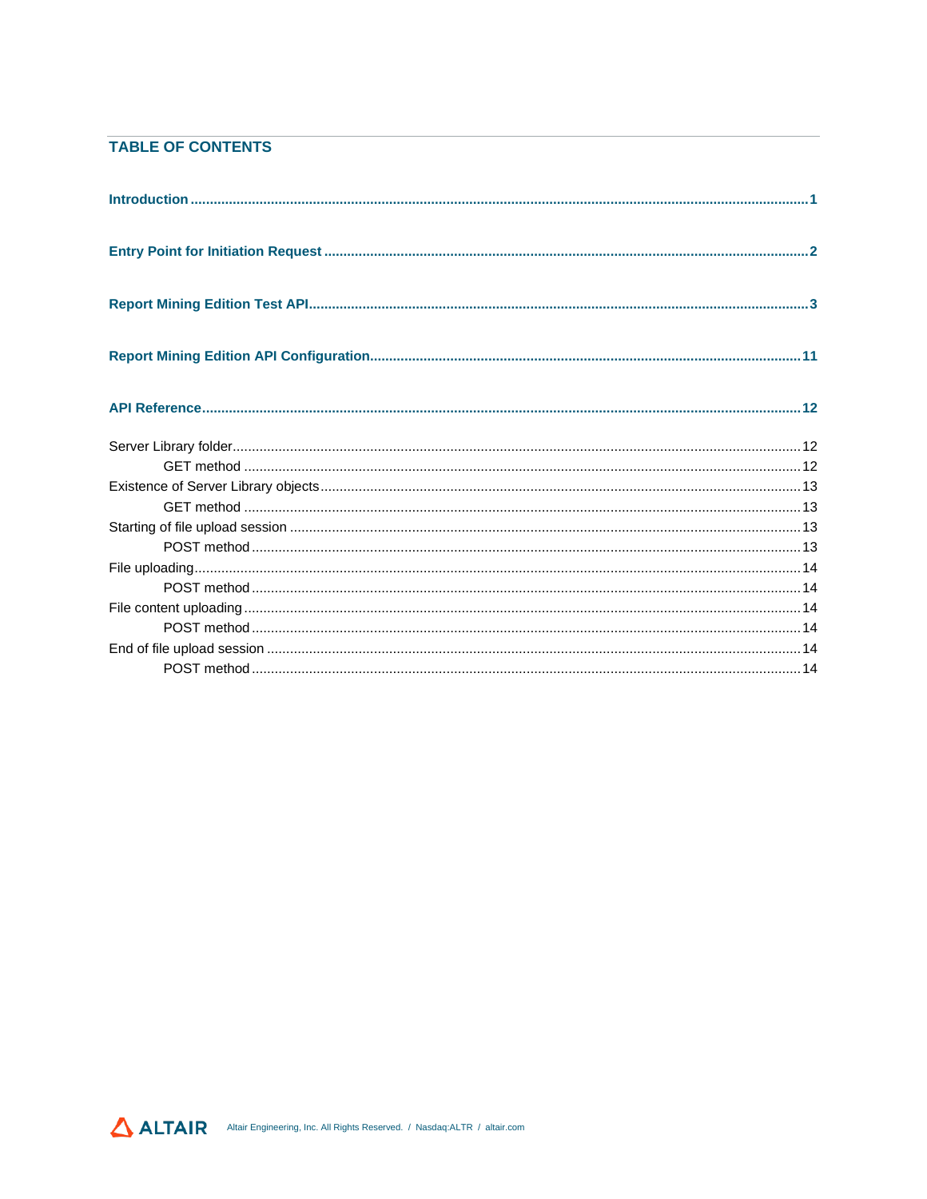## TABLE OF CONTENTS

**Introduction** ........................................ **1**

**Entry Point for Initiation Request** ........................................ **2**

**Report Mining Edition Test API** ........................................ **3**

**Report Mining Edition API Configuration** ........................................ **11**

**API Reference** ........................................ **12**

Server Library folder ........................................ 12
    GET method ........................................ 12
Existence of Server Library objects ........................................ 13
    GET method ........................................ 13
Starting of file upload session ........................................ 13
    POST method ........................................ 13
File uploading ........................................ 14
    POST method ........................................ 14
File content uploading ........................................ 14
    POST method ........................................ 14
End of file upload session ........................................ 14
    POST method ........................................ 14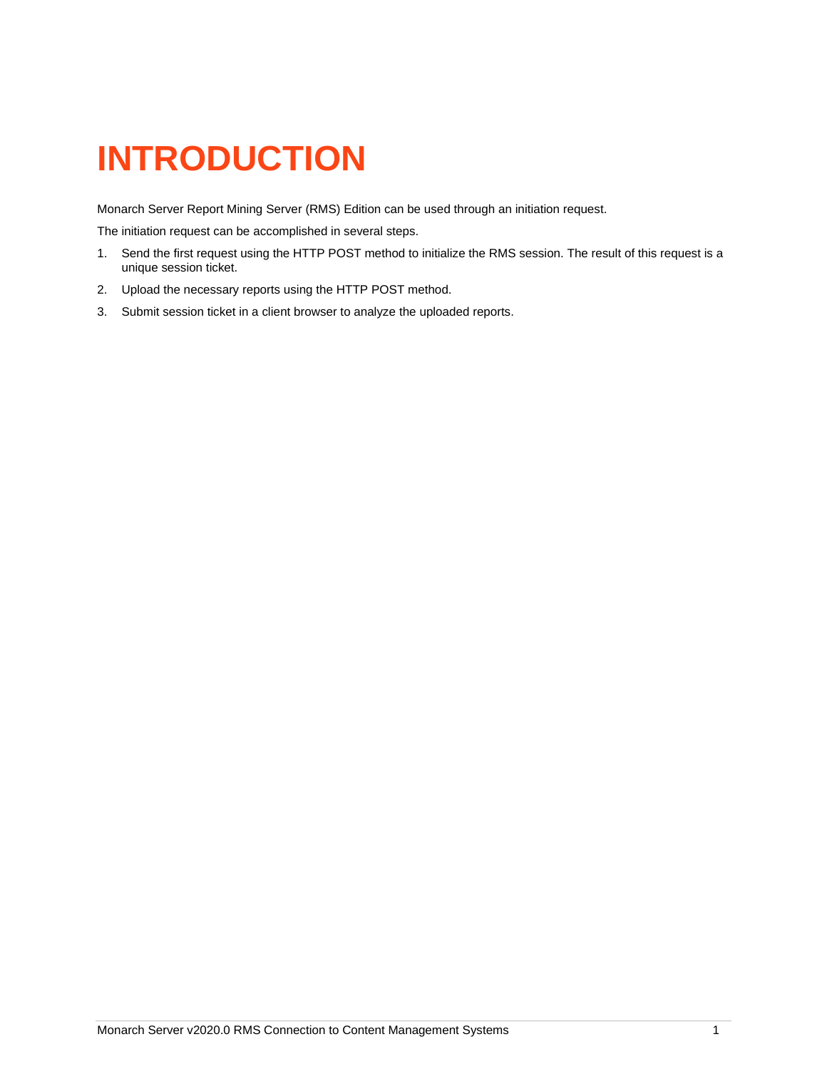# INTRODUCTION

Monarch Server Report Mining Server (RMS) Edition can be used through an initiation request.

The initiation request can be accomplished in several steps.

1. Send the first request using the HTTP POST method to initialize the RMS session. The result of this request is a unique session ticket.
2. Upload the necessary reports using the HTTP POST method.
3. Submit session ticket in a client browser to analyze the uploaded reports.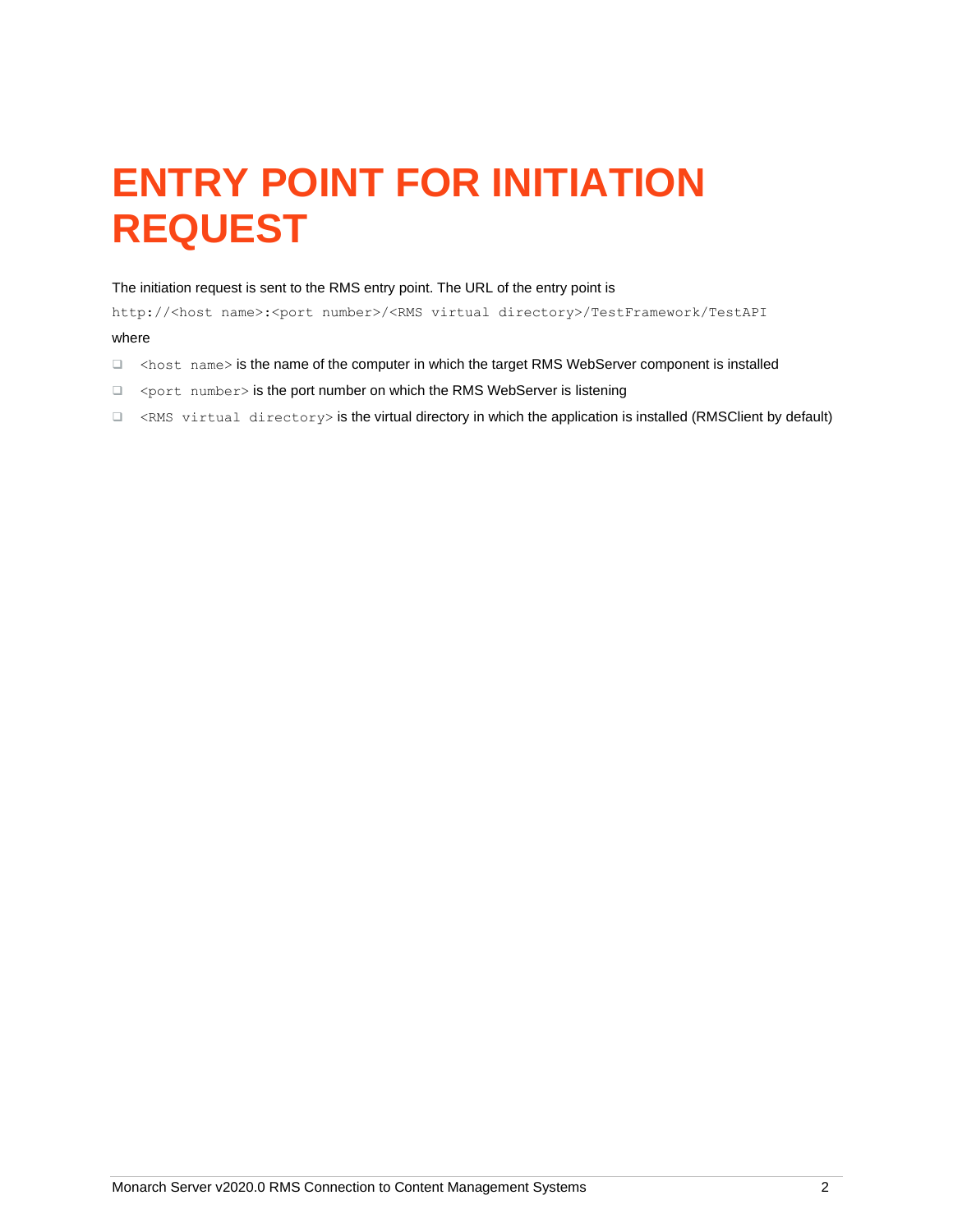# ENTRY POINT FOR INITIATION REQUEST

The initiation request is sent to the RMS entry point. The URL of the entry point is

`http://<host name>:<port number>/<RMS virtual directory>/TestFramework/TestAPI`

where

- `<host name>` is the name of the computer in which the target RMS WebServer component is installed
- `<port number>` is the port number on which the RMS WebServer is listening
- `<RMS virtual directory>` is the virtual directory in which the application is installed (RMSClient by default)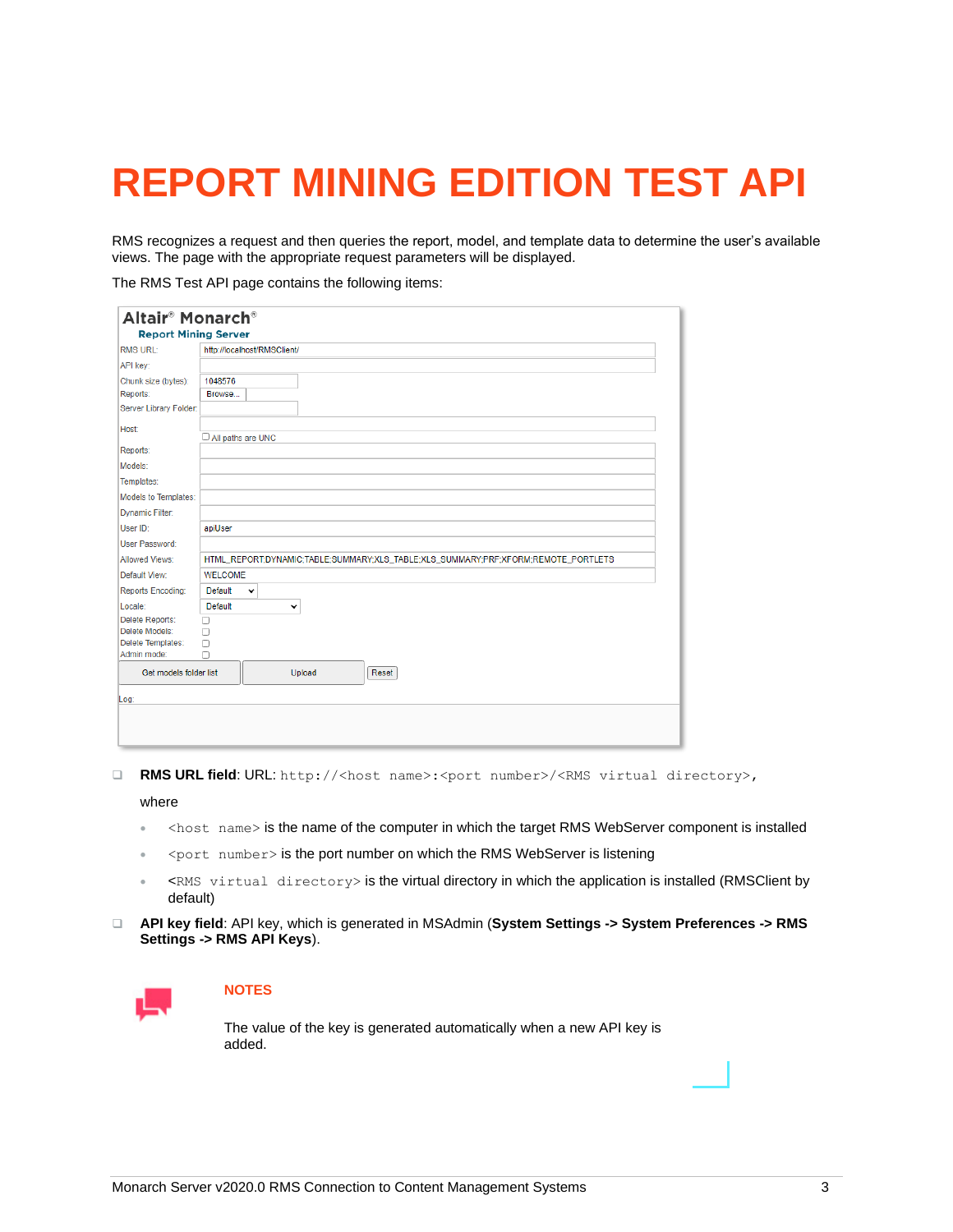# REPORT MINING EDITION TEST API

RMS recognizes a request and then queries the report, model, and template data to determine the user's available views. The page with the appropriate request parameters will be displayed.

The RMS Test API page contains the following items:

- **RMS URL field**: URL: `http://<host name>:<port number>/<RMS virtual directory>`,

  where

  - `<host name>` is the name of the computer in which the target RMS WebServer component is installed
  - `<port number>` is the port number on which the RMS WebServer is listening
  - `<RMS virtual directory>` is the virtual directory in which the application is installed (RMSClient by default)

- **API key field**: API key, which is generated in MSAdmin (**System Settings -> System Preferences -> RMS Settings -> RMS API Keys**).

**NOTES**

The value of the key is generated automatically when a new API key is added.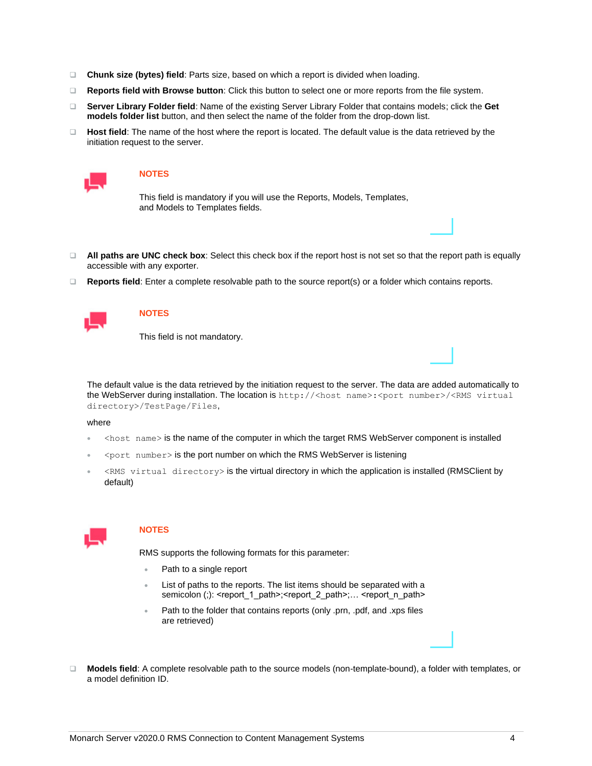- **Chunk size (bytes) field**: Parts size, based on which a report is divided when loading.
- **Reports field with Browse button**: Click this button to select one or more reports from the file system.
- **Server Library Folder field**: Name of the existing Server Library Folder that contains models; click the **Get models folder list** button, and then select the name of the folder from the drop-down list.
- **Host field**: The name of the host where the report is located. The default value is the data retrieved by the initiation request to the server.

**NOTES**

This field is mandatory if you will use the Reports, Models, Templates, and Models to Templates fields.

- **All paths are UNC check box**: Select this check box if the report host is not set so that the report path is equally accessible with any exporter.
- **Reports field**: Enter a complete resolvable path to the source report(s) or a folder which contains reports.

**NOTES**

This field is not mandatory.

The default value is the data retrieved by the initiation request to the server. The data are added automatically to the WebServer during installation. The location is `http://<host name>:<port number>/<RMS virtual directory>/TestPage/Files`,

where

- `<host name>` is the name of the computer in which the target RMS WebServer component is installed
- `<port number>` is the port number on which the RMS WebServer is listening
- `<RMS virtual directory>` is the virtual directory in which the application is installed (RMSClient by default)

**NOTES**

RMS supports the following formats for this parameter:

- Path to a single report
- List of paths to the reports. The list items should be separated with a semicolon (;): <report_1_path>;<report_2_path>;… <report_n_path>
- Path to the folder that contains reports (only .prn, .pdf, and .xps files are retrieved)

- **Models field**: A complete resolvable path to the source models (non-template-bound), a folder with templates, or a model definition ID.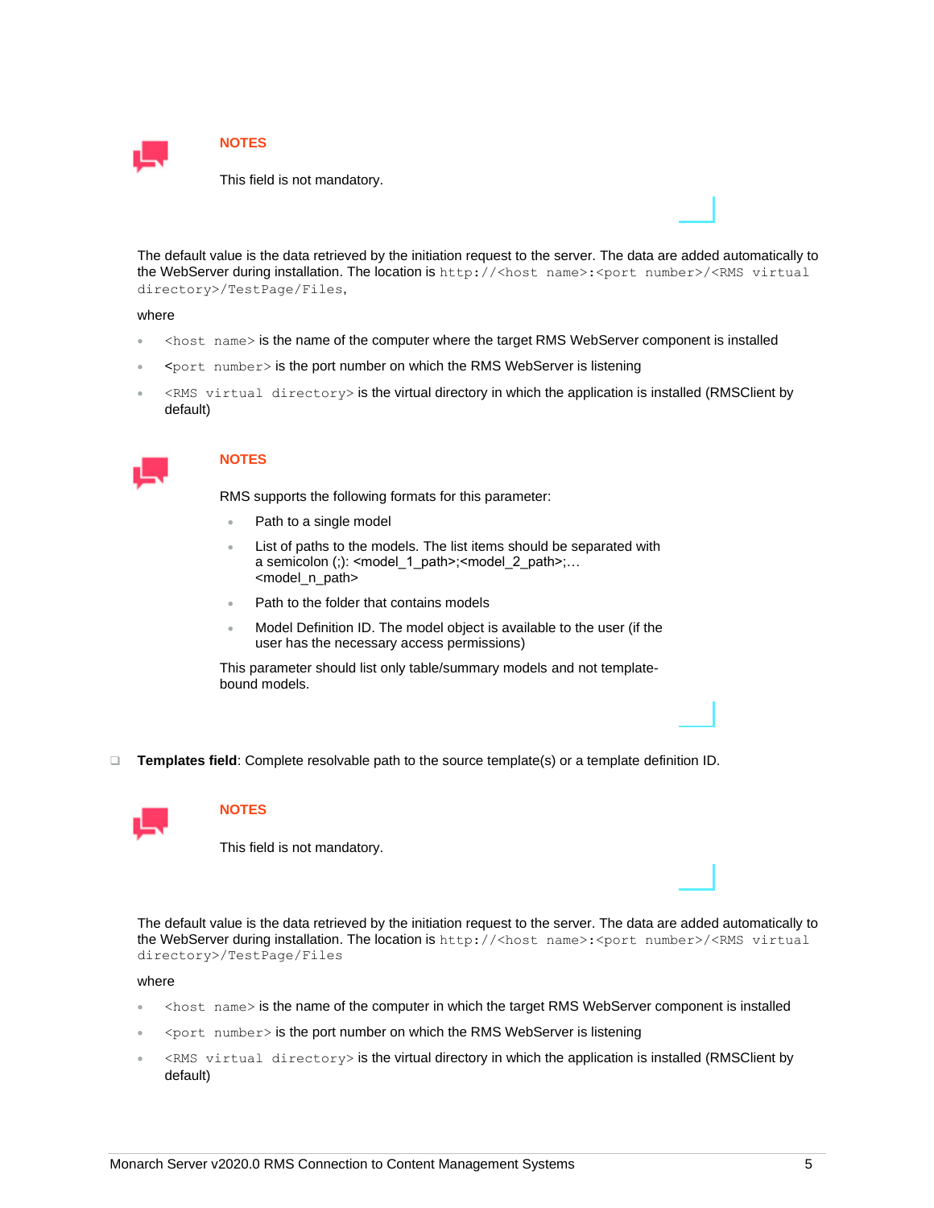**NOTES**

This field is not mandatory.

The default value is the data retrieved by the initiation request to the server. The data are added automatically to the WebServer during installation. The location is `http://<host name>:<port number>/<RMS virtual directory>/TestPage/Files`,

where

- `<host name>` is the name of the computer where the target RMS WebServer component is installed
- `<port number>` is the port number on which the RMS WebServer is listening
- `<RMS virtual directory>` is the virtual directory in which the application is installed (RMSClient by default)

**NOTES**

RMS supports the following formats for this parameter:

- Path to a single model
- List of paths to the models. The list items should be separated with a semicolon (;): <model_1_path>;<model_2_path>;… <model_n_path>
- Path to the folder that contains models
- Model Definition ID. The model object is available to the user (if the user has the necessary access permissions)

This parameter should list only table/summary models and not template-bound models.

- **Templates field**: Complete resolvable path to the source template(s) or a template definition ID.

**NOTES**

This field is not mandatory.

The default value is the data retrieved by the initiation request to the server. The data are added automatically to the WebServer during installation. The location is `http://<host name>:<port number>/<RMS virtual directory>/TestPage/Files`

where

- `<host name>` is the name of the computer in which the target RMS WebServer component is installed
- `<port number>` is the port number on which the RMS WebServer is listening
- `<RMS virtual directory>` is the virtual directory in which the application is installed (RMSClient by default)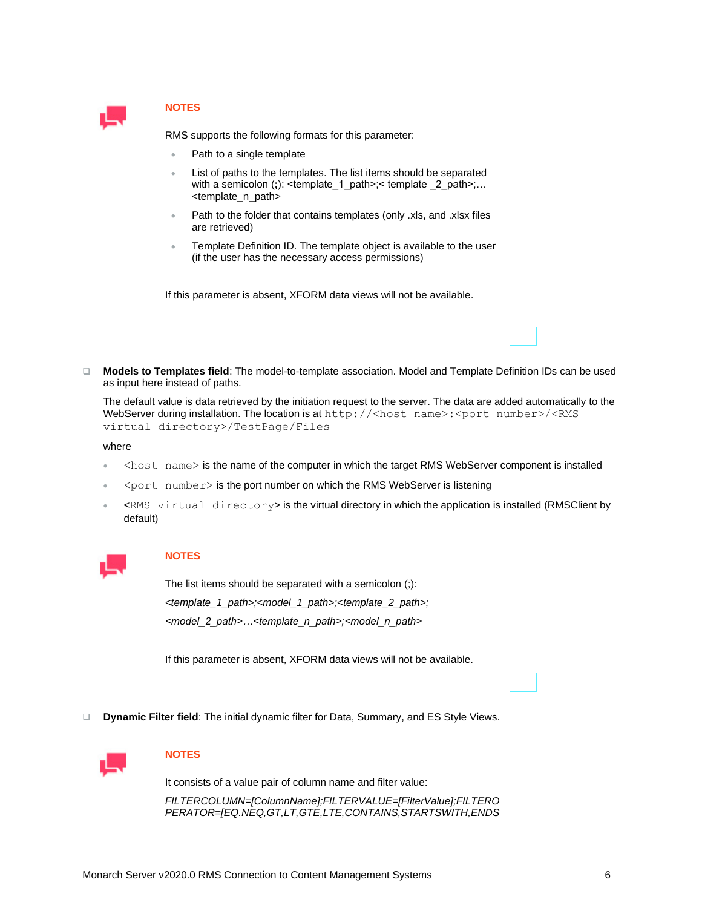**NOTES**

RMS supports the following formats for this parameter:

- Path to a single template
- List of paths to the templates. The list items should be separated with a semicolon (**;**): <template_1_path>;< template _2_path>;…<template_n_path>
- Path to the folder that contains templates (only .xls, and .xlsx files are retrieved)
- Template Definition ID. The template object is available to the user (if the user has the necessary access permissions)

If this parameter is absent, XFORM data views will not be available.

- **Models to Templates field**: The model-to-template association. Model and Template Definition IDs can be used as input here instead of paths.

  The default value is data retrieved by the initiation request to the server. The data are added automatically to the WebServer during installation. The location is at `http://<host name>:<port number>/<RMS virtual directory>/TestPage/Files`

  where

  - `<host name>` is the name of the computer in which the target RMS WebServer component is installed
  - `<port number>` is the port number on which the RMS WebServer is listening
  - `<RMS virtual directory>` is the virtual directory in which the application is installed (RMSClient by default)

**NOTES**

The list items should be separated with a semicolon (;):

*<template_1_path>;<model_1_path>;<template_2_path>;*

*<model_2_path>…<template_n_path>;<model_n_path>*

If this parameter is absent, XFORM data views will not be available.

- **Dynamic Filter field**: The initial dynamic filter for Data, Summary, and ES Style Views.

**NOTES**

It consists of a value pair of column name and filter value:

*FILTERCOLUMN=[ColumnName];FILTERVALUE=[FilterValue];FILTEROPERATOR=[EQ.NEQ,GT,LT,GTE,LTE,CONTAINS,STARTSWITH,ENDS*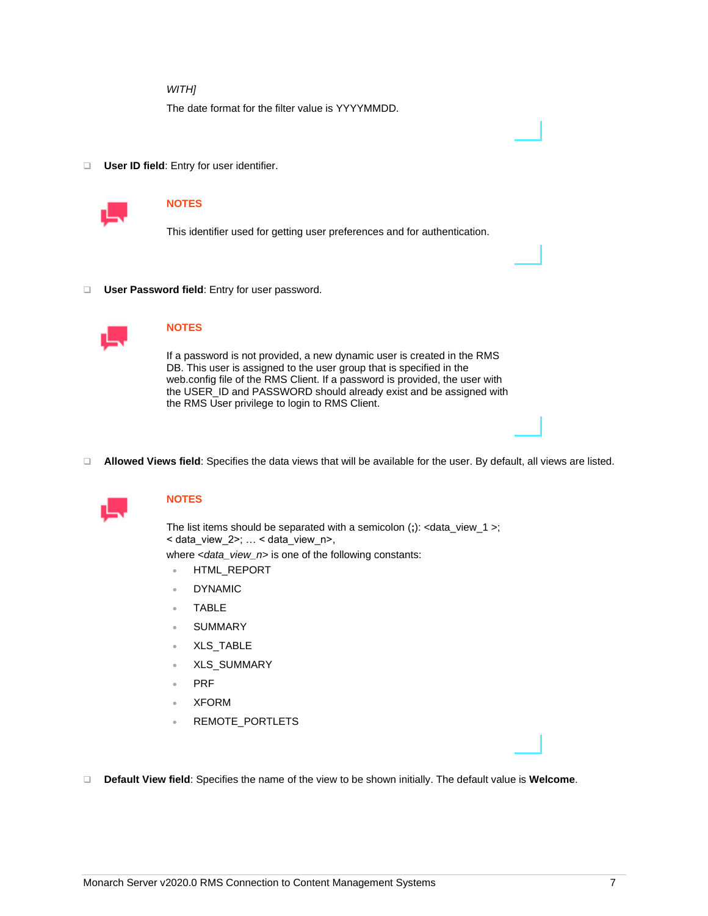*WITH]*

The date format for the filter value is YYYYMMDD.

- **User ID field**: Entry for user identifier.

**NOTES**

This identifier used for getting user preferences and for authentication.

- **User Password field**: Entry for user password.

**NOTES**

If a password is not provided, a new dynamic user is created in the RMS DB. This user is assigned to the user group that is specified in the web.config file of the RMS Client. If a password is provided, the user with the USER_ID and PASSWORD should already exist and be assigned with the RMS User privilege to login to RMS Client.

- **Allowed Views field**: Specifies the data views that will be available for the user. By default, all views are listed.

**NOTES**

The list items should be separated with a semicolon (**;**): <data_view_1 >; < data_view_2>; … < data_view_n>,

where <*data_view_n*> is one of the following constants:

- HTML_REPORT
- DYNAMIC
- TABLE
- SUMMARY
- XLS_TABLE
- XLS_SUMMARY
- PRF
- XFORM
- REMOTE_PORTLETS

- **Default View field**: Specifies the name of the view to be shown initially. The default value is **Welcome**.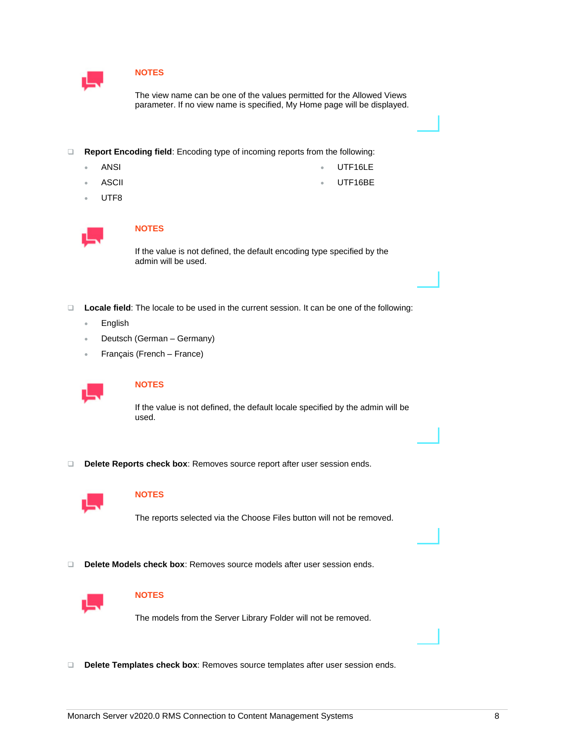**NOTES**

The view name can be one of the values permitted for the Allowed Views parameter. If no view name is specified, My Home page will be displayed.

- **Report Encoding field**: Encoding type of incoming reports from the following:
  - ANSI
  - ASCII
  - UTF8
  - UTF16LE
  - UTF16BE

**NOTES**

If the value is not defined, the default encoding type specified by the admin will be used.

- **Locale field**: The locale to be used in the current session. It can be one of the following:
  - English
  - Deutsch (German – Germany)
  - Français (French – France)

**NOTES**

If the value is not defined, the default locale specified by the admin will be used.

- **Delete Reports check box**: Removes source report after user session ends.

**NOTES**

The reports selected via the Choose Files button will not be removed.

- **Delete Models check box**: Removes source models after user session ends.

**NOTES**

The models from the Server Library Folder will not be removed.

- **Delete Templates check box**: Removes source templates after user session ends.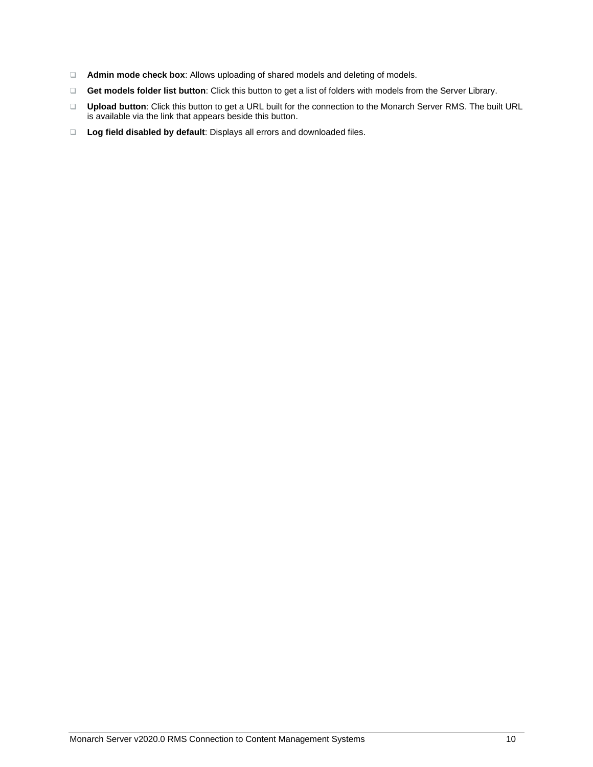- **Admin mode check box**: Allows uploading of shared models and deleting of models.
- **Get models folder list button**: Click this button to get a list of folders with models from the Server Library.
- **Upload button**: Click this button to get a URL built for the connection to the Monarch Server RMS. The built URL is available via the link that appears beside this button.
- **Log field disabled by default**: Displays all errors and downloaded files.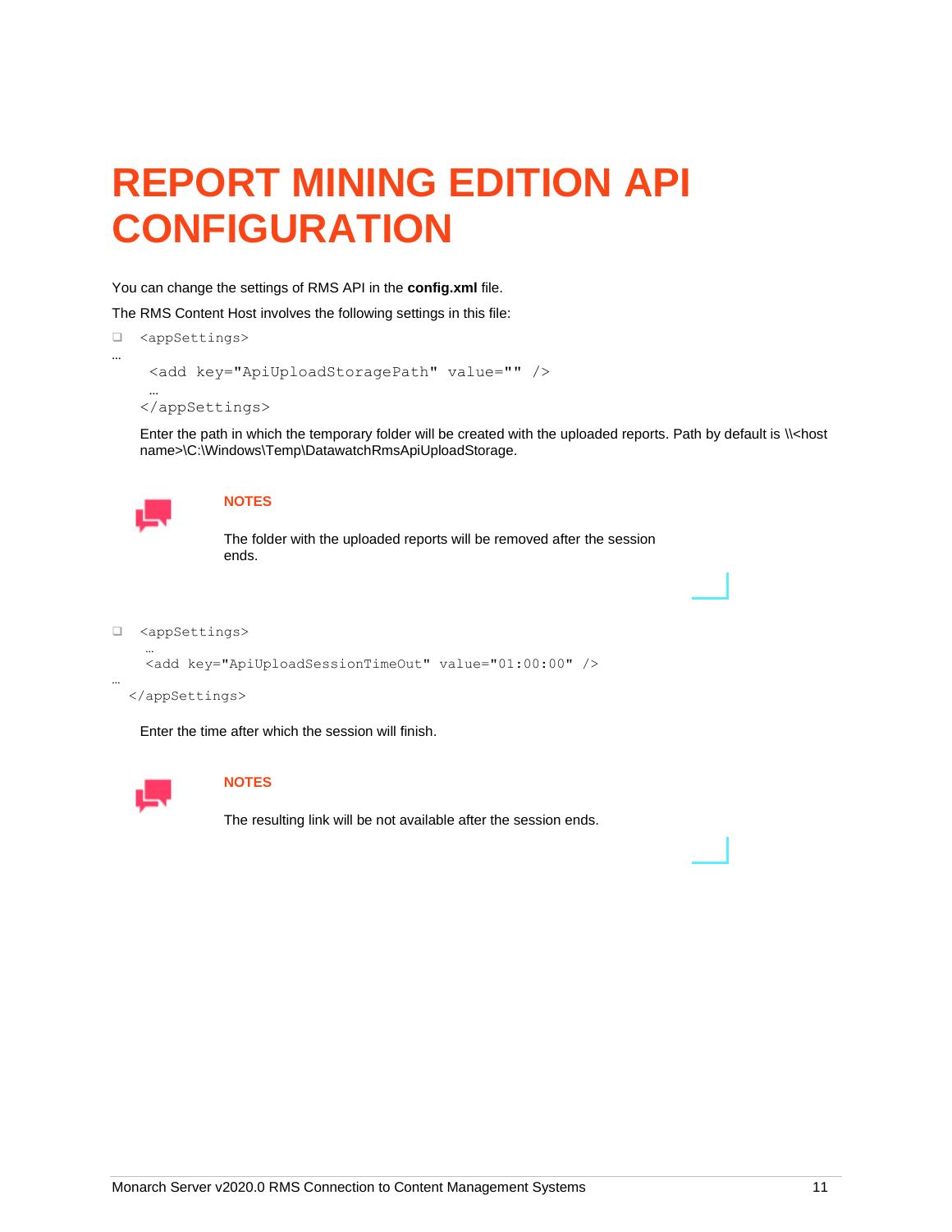# REPORT MINING EDITION API CONFIGURATION

You can change the settings of RMS API in the **config.xml** file.

The RMS Content Host involves the following settings in this file:

- ```
  <appSettings>
  …
    <add key="ApiUploadStoragePath" value="" />
    …
  </appSettings>
  ```

  Enter the path in which the temporary folder will be created with the uploaded reports. Path by default is \\<host name>\C:\Windows\Temp\DatawatchRmsApiUploadStorage.

  **NOTES**

  The folder with the uploaded reports will be removed after the session ends.

- ```
  <appSettings>
    …
    <add key="ApiUploadSessionTimeOut" value="01:00:00" />
  …
  </appSettings>
  ```

  Enter the time after which the session will finish.

  **NOTES**

  The resulting link will be not available after the session ends.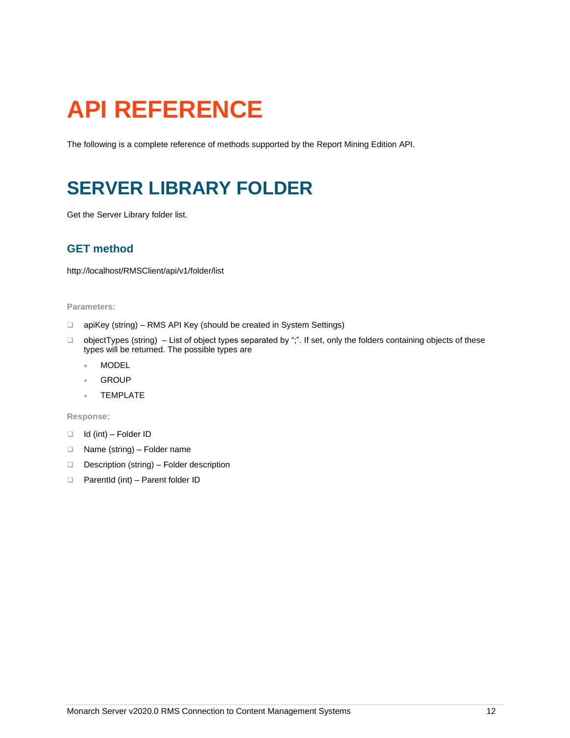# API REFERENCE

The following is a complete reference of methods supported by the Report Mining Edition API.

## SERVER LIBRARY FOLDER

Get the Server Library folder list.

### GET method

http://localhost/RMSClient/api/v1/folder/list

**Parameters:**

- apiKey (string) – RMS API Key (should be created in System Settings)
- objectTypes (string) – List of object types separated by ";". If set, only the folders containing objects of these types will be returned. The possible types are
  - MODEL
  - GROUP
  - TEMPLATE

**Response:**

- Id (int) – Folder ID
- Name (string) – Folder name
- Description (string) – Folder description
- ParentId (int) – Parent folder ID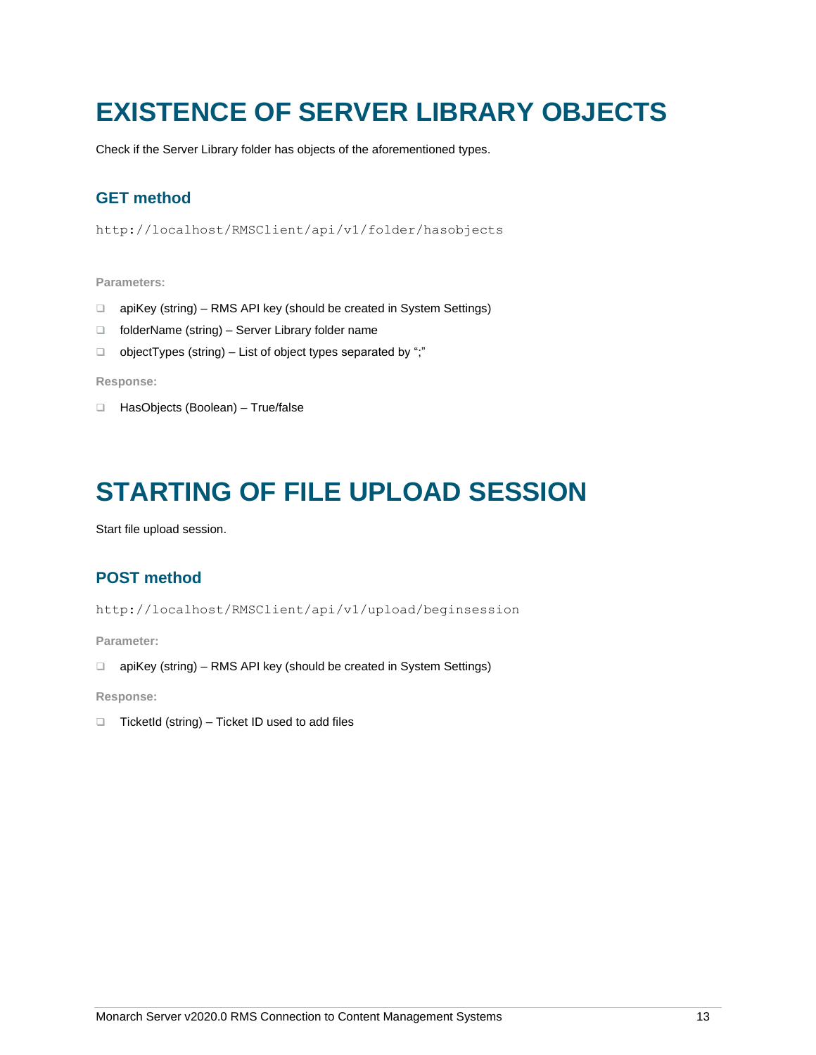# EXISTENCE OF SERVER LIBRARY OBJECTS

Check if the Server Library folder has objects of the aforementioned types.

## GET method

```
http://localhost/RMSClient/api/v1/folder/hasobjects
```

**Parameters:**

- apiKey (string) – RMS API key (should be created in System Settings)
- folderName (string) – Server Library folder name
- objectTypes (string) – List of object types separated by ";"

**Response:**

- HasObjects (Boolean) – True/false

# STARTING OF FILE UPLOAD SESSION

Start file upload session.

## POST method

```
http://localhost/RMSClient/api/v1/upload/beginsession
```

**Parameter:**

- apiKey (string) – RMS API key (should be created in System Settings)

**Response:**

- TicketId (string) – Ticket ID used to add files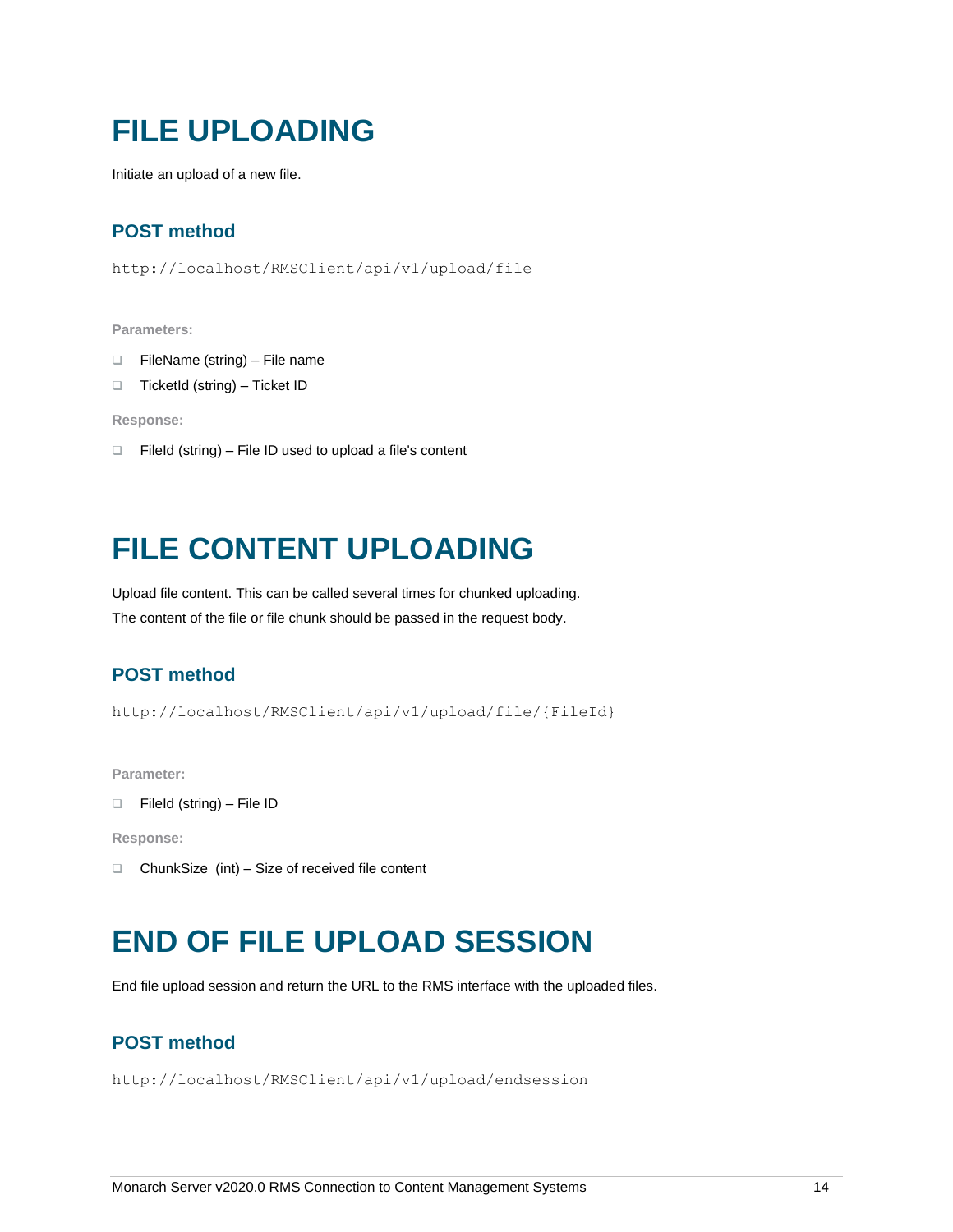# FILE UPLOADING

Initiate an upload of a new file.

## POST method

```
http://localhost/RMSClient/api/v1/upload/file
```

**Parameters:**

- FileName (string) – File name
- TicketId (string) – Ticket ID

**Response:**

- FileId (string) – File ID used to upload a file's content

# FILE CONTENT UPLOADING

Upload file content. This can be called several times for chunked uploading.
The content of the file or file chunk should be passed in the request body.

## POST method

```
http://localhost/RMSClient/api/v1/upload/file/{FileId}
```

**Parameter:**

- FileId (string) – File ID

**Response:**

- ChunkSize (int) – Size of received file content

# END OF FILE UPLOAD SESSION

End file upload session and return the URL to the RMS interface with the uploaded files.

## POST method

```
http://localhost/RMSClient/api/v1/upload/endsession
```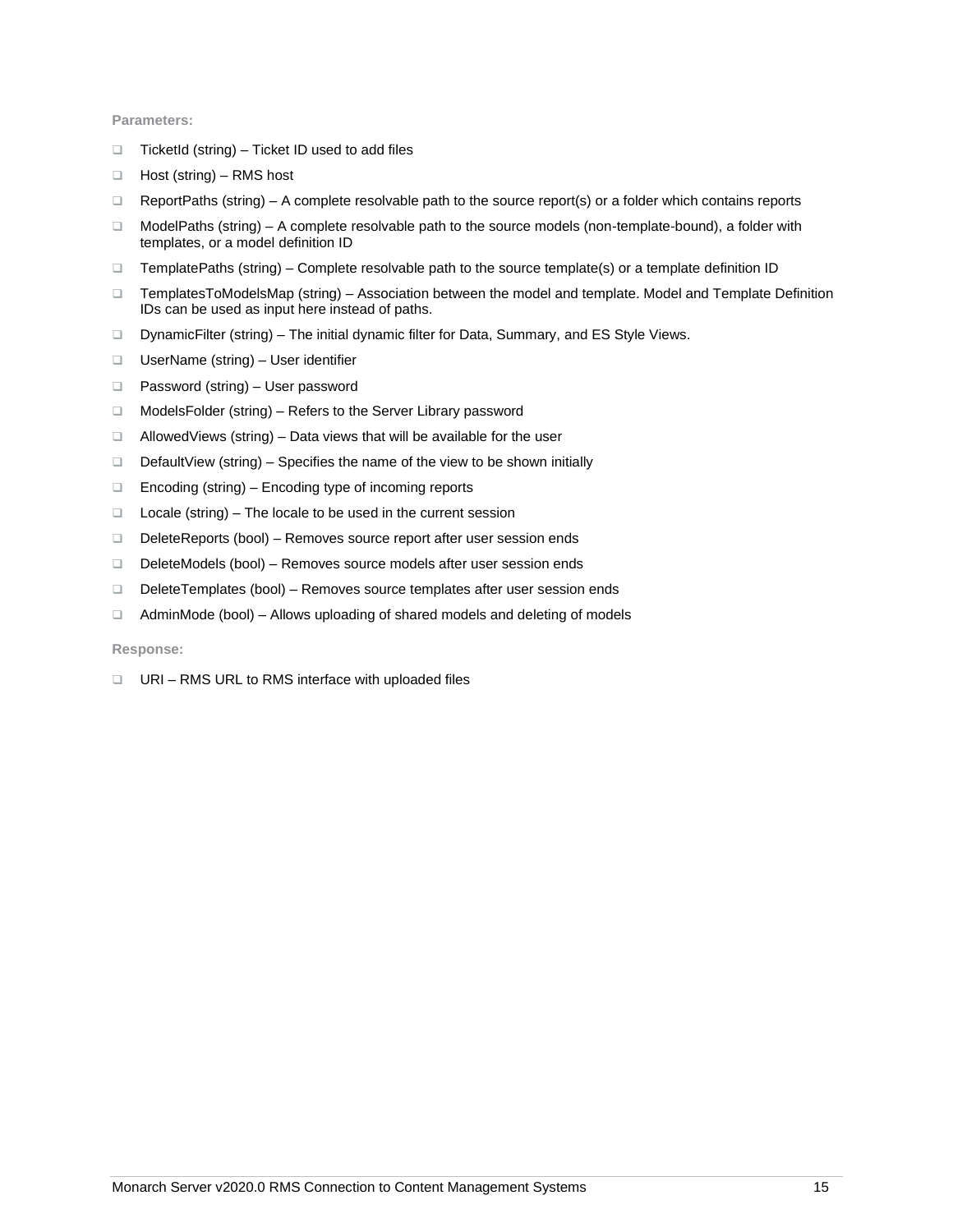**Parameters:**

- TicketId (string) – Ticket ID used to add files
- Host (string) – RMS host
- ReportPaths (string) – A complete resolvable path to the source report(s) or a folder which contains reports
- ModelPaths (string) – A complete resolvable path to the source models (non-template-bound), a folder with templates, or a model definition ID
- TemplatePaths (string) – Complete resolvable path to the source template(s) or a template definition ID
- TemplatesToModelsMap (string) – Association between the model and template. Model and Template Definition IDs can be used as input here instead of paths.
- DynamicFilter (string) – The initial dynamic filter for Data, Summary, and ES Style Views.
- UserName (string) – User identifier
- Password (string) – User password
- ModelsFolder (string) – Refers to the Server Library password
- AllowedViews (string) – Data views that will be available for the user
- DefaultView (string) – Specifies the name of the view to be shown initially
- Encoding (string) – Encoding type of incoming reports
- Locale (string) – The locale to be used in the current session
- DeleteReports (bool) – Removes source report after user session ends
- DeleteModels (bool) – Removes source models after user session ends
- DeleteTemplates (bool) – Removes source templates after user session ends
- AdminMode (bool) – Allows uploading of shared models and deleting of models

**Response:**

- URI – RMS URL to RMS interface with uploaded files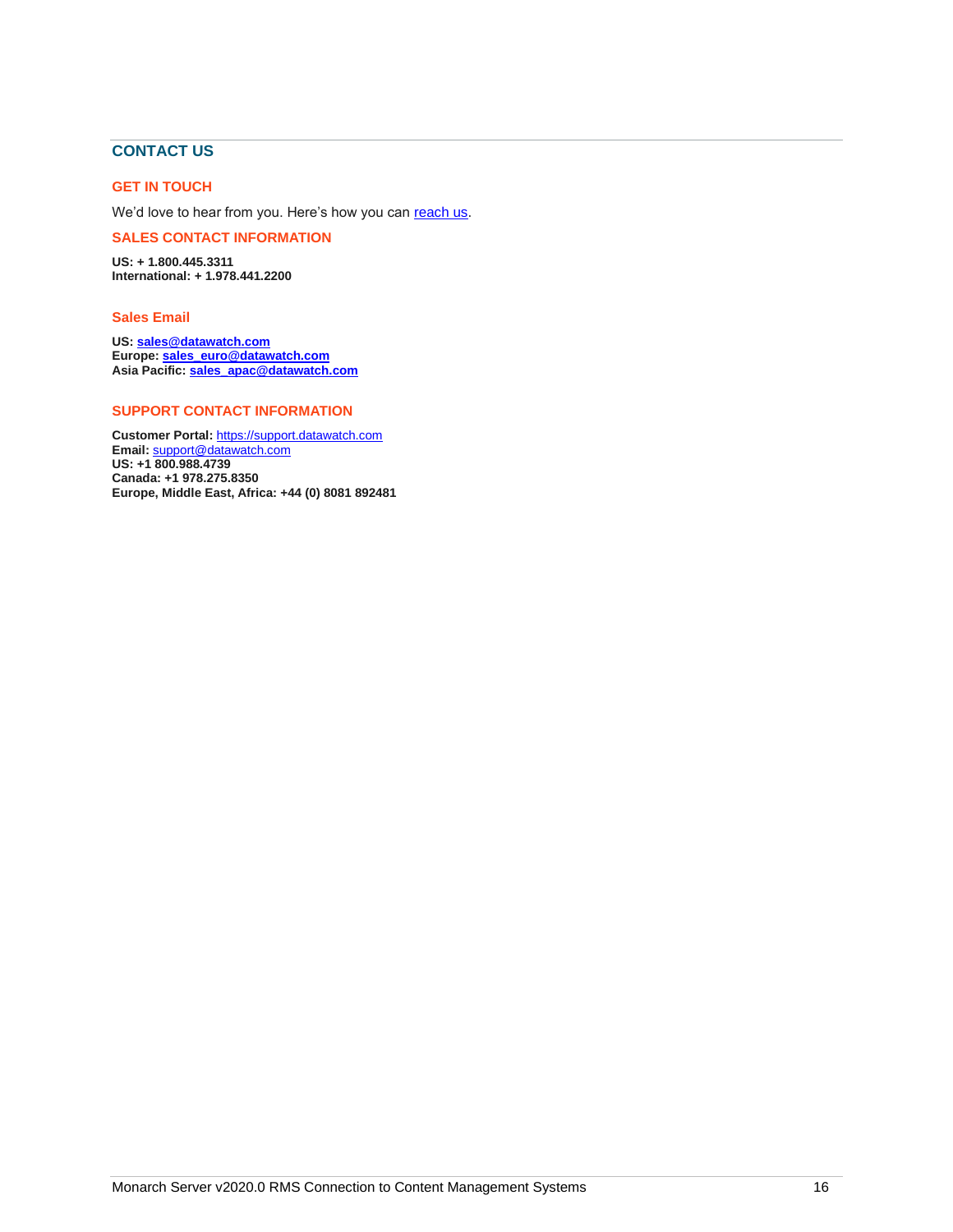## CONTACT US

### GET IN TOUCH

We'd love to hear from you. Here's how you can reach us.

### SALES CONTACT INFORMATION

**US: + 1.800.445.3311**
**International: + 1.978.441.2200**

### Sales Email

**US: sales@datawatch.com**
**Europe: sales_euro@datawatch.com**
**Asia Pacific: sales_apac@datawatch.com**

### SUPPORT CONTACT INFORMATION

**Customer Portal:** https://support.datawatch.com
**Email:** support@datawatch.com
**US: +1 800.988.4739**
**Canada: +1 978.275.8350**
**Europe, Middle East, Africa: +44 (0) 8081 892481**